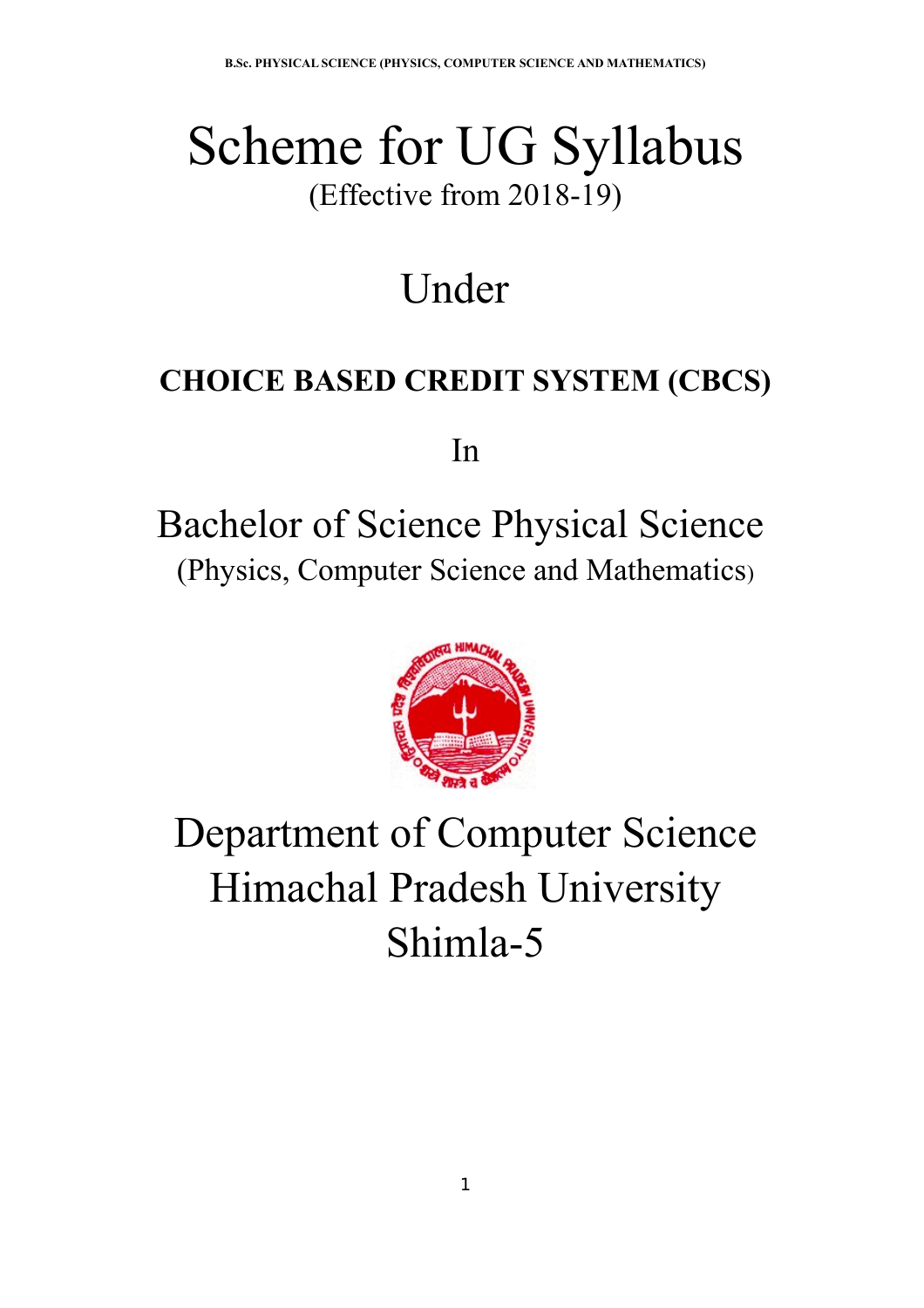# Scheme for UG Syllabus

(Effective from 2018-19)

# Under

## CHOICE BASED CREDIT SYSTEM (CBCS)

In

# Bachelor of Science Physical Science

(Physics, Computer Science and Mathematics)

# Department of Computer Science
# Himachal Pradesh University
# Shimla-5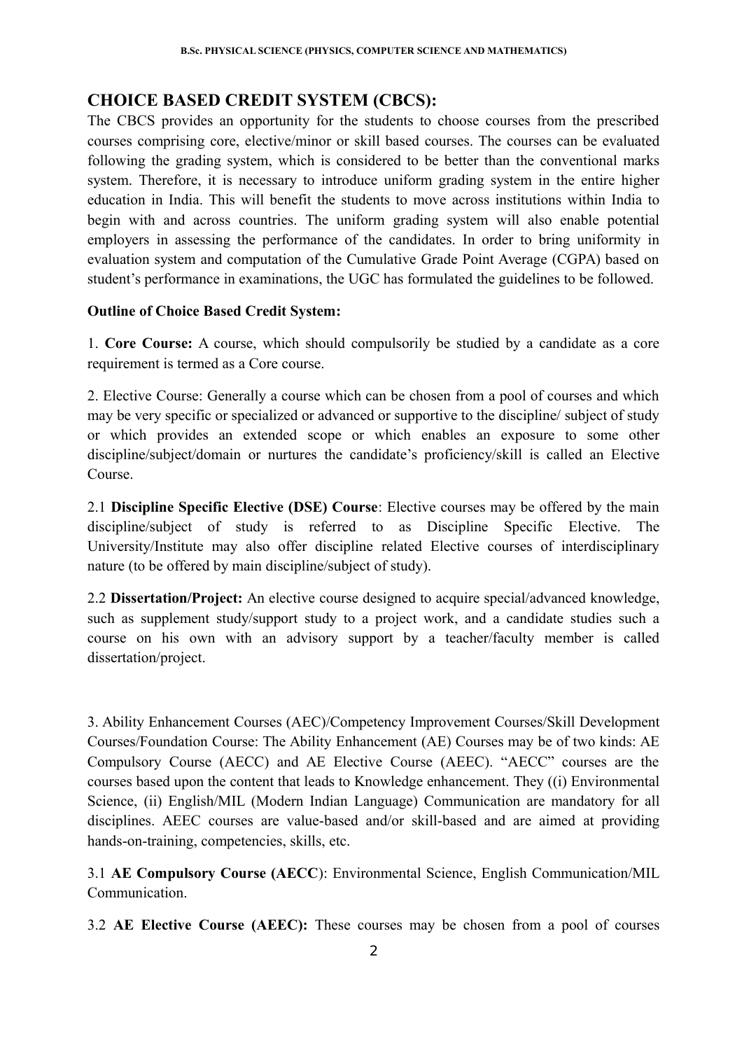## CHOICE BASED CREDIT SYSTEM (CBCS):

The CBCS provides an opportunity for the students to choose courses from the prescribed courses comprising core, elective/minor or skill based courses. The courses can be evaluated following the grading system, which is considered to be better than the conventional marks system. Therefore, it is necessary to introduce uniform grading system in the entire higher education in India. This will benefit the students to move across institutions within India to begin with and across countries. The uniform grading system will also enable potential employers in assessing the performance of the candidates. In order to bring uniformity in evaluation system and computation of the Cumulative Grade Point Average (CGPA) based on student's performance in examinations, the UGC has formulated the guidelines to be followed.

**Outline of Choice Based Credit System:**

1. **Core Course:** A course, which should compulsorily be studied by a candidate as a core requirement is termed as a Core course.

2. Elective Course: Generally a course which can be chosen from a pool of courses and which may be very specific or specialized or advanced or supportive to the discipline/ subject of study or which provides an extended scope or which enables an exposure to some other discipline/subject/domain or nurtures the candidate's proficiency/skill is called an Elective Course.

2.1 **Discipline Specific Elective (DSE) Course**: Elective courses may be offered by the main discipline/subject of study is referred to as Discipline Specific Elective. The University/Institute may also offer discipline related Elective courses of interdisciplinary nature (to be offered by main discipline/subject of study).

2.2 **Dissertation/Project:** An elective course designed to acquire special/advanced knowledge, such as supplement study/support study to a project work, and a candidate studies such a course on his own with an advisory support by a teacher/faculty member is called dissertation/project.

3. Ability Enhancement Courses (AEC)/Competency Improvement Courses/Skill Development Courses/Foundation Course: The Ability Enhancement (AE) Courses may be of two kinds: AE Compulsory Course (AECC) and AE Elective Course (AEEC). "AECC" courses are the courses based upon the content that leads to Knowledge enhancement. They ((i) Environmental Science, (ii) English/MIL (Modern Indian Language) Communication are mandatory for all disciplines. AEEC courses are value-based and/or skill-based and are aimed at providing hands-on-training, competencies, skills, etc.

3.1 **AE Compulsory Course (AECC**): Environmental Science, English Communication/MIL Communication.

3.2 **AE Elective Course (AEEC):** These courses may be chosen from a pool of courses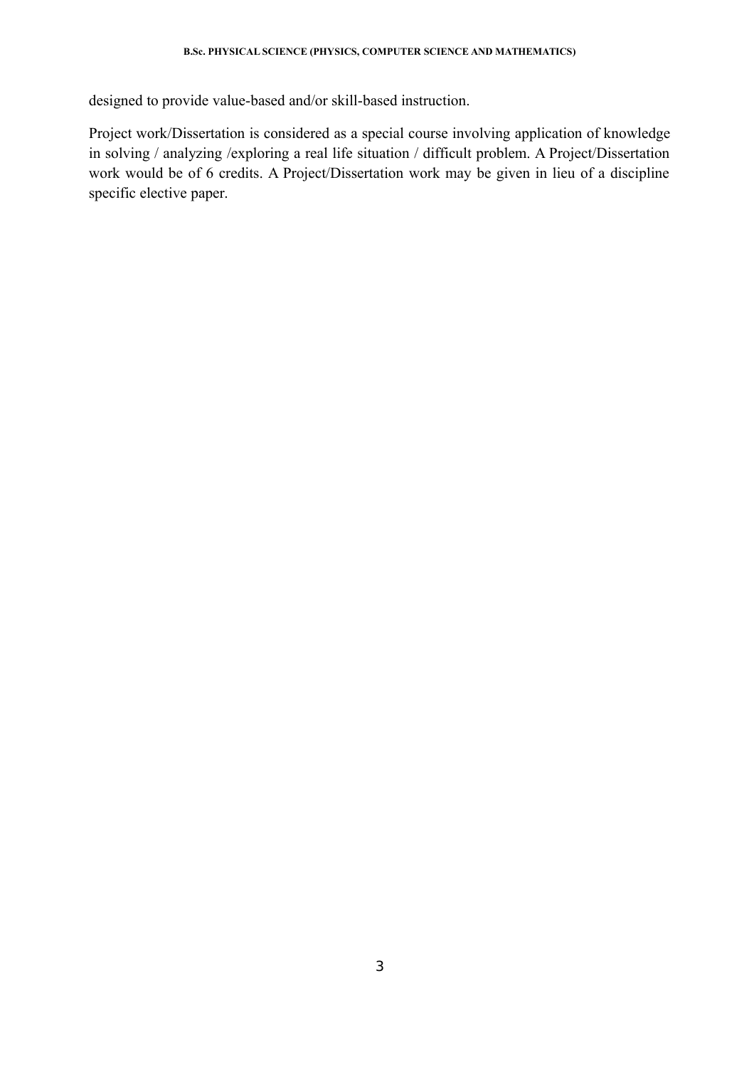designed to provide value-based and/or skill-based instruction.

Project work/Dissertation is considered as a special course involving application of knowledge in solving / analyzing /exploring a real life situation / difficult problem. A Project/Dissertation work would be of 6 credits. A Project/Dissertation work may be given in lieu of a discipline specific elective paper.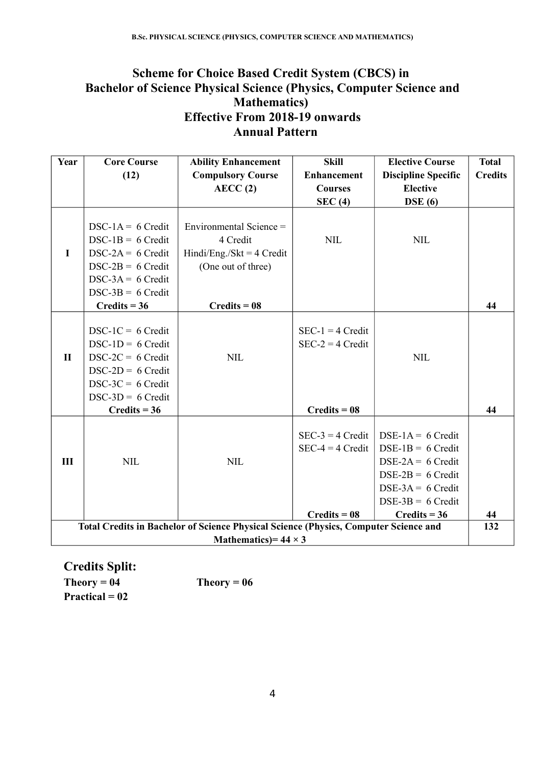# Scheme for Choice Based Credit System (CBCS) in Bachelor of Science Physical Science (Physics, Computer Science and Mathematics)

## Effective From 2018-19 onwards

## Annual Pattern

| Year | Core Course (12) | Ability Enhancement Compulsory Course AECC (2) | Skill Enhancement Courses SEC (4) | Elective Course Discipline Specific Elective DSE (6) | Total Credits |
|---|---|---|---|---|---|
| I | DSC-1A = 6 Credit<br>DSC-1B = 6 Credit<br>DSC-2A = 6 Credit<br>DSC-2B = 6 Credit<br>DSC-3A = 6 Credit<br>DSC-3B = 6 Credit<br>**Credits = 36** | Environmental Science = 4 Credit<br>Hindi/Eng./Skt = 4 Credit<br>(One out of three)<br>**Credits = 08** | NIL | NIL | **44** |
| II | DSC-1C = 6 Credit<br>DSC-1D = 6 Credit<br>DSC-2C = 6 Credit<br>DSC-2D = 6 Credit<br>DSC-3C = 6 Credit<br>DSC-3D = 6 Credit<br>**Credits = 36** | NIL | SEC-1 = 4 Credit<br>SEC-2 = 4 Credit<br>**Credits = 08** | NIL | **44** |
| III | NIL | NIL | SEC-3 = 4 Credit<br>SEC-4 = 4 Credit<br>**Credits = 08** | DSE-1A = 6 Credit<br>DSE-1B = 6 Credit<br>DSE-2A = 6 Credit<br>DSE-2B = 6 Credit<br>DSE-3A = 6 Credit<br>DSE-3B = 6 Credit<br>**Credits = 36** | **44** |
| **Total Credits in Bachelor of Science Physical Science (Physics, Computer Science and Mathematics)= 44 × 3** | | | | | **132** |

## Credits Split:

**Theory = 04** **Theory = 06**

**Practical = 02**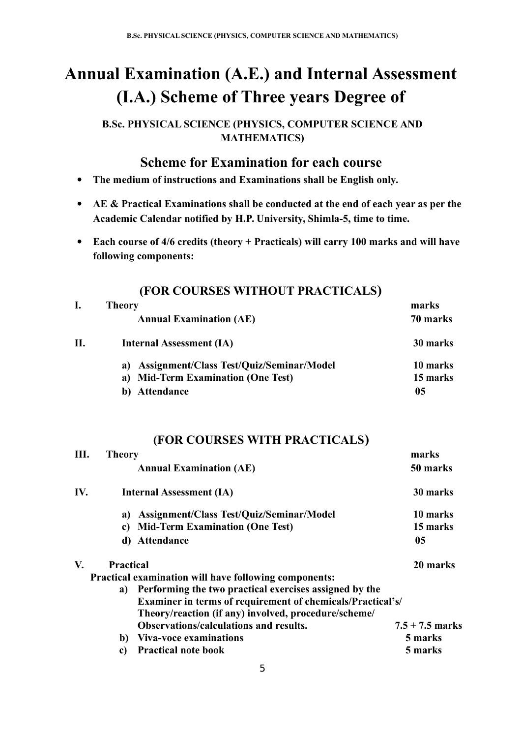# Annual Examination (A.E.) and Internal Assessment (I.A.) Scheme of Three years Degree of

### B.Sc. PHYSICAL SCIENCE (PHYSICS, COMPUTER SCIENCE AND MATHEMATICS)

## Scheme for Examination for each course

- **The medium of instructions and Examinations shall be English only.**
- **AE & Practical Examinations shall be conducted at the end of each year as per the Academic Calendar notified by H.P. University, Shimla-5, time to time.**
- **Each course of 4/6 credits (theory + Practicals) will carry 100 marks and will have following components:**

### (FOR COURSES WITHOUT PRACTICALS)

| | | |
|---|---|---|
| **I.** | **Theory** | **marks** |
| | **Annual Examination (AE)** | **70 marks** |
| **II.** | **Internal Assessment (IA)** | **30 marks** |
| | **a) Assignment/Class Test/Quiz/Seminar/Model** | **10 marks** |
| | **a) Mid-Term Examination (One Test)** | **15 marks** |
| | **b) Attendance** | **05** |

### (FOR COURSES WITH PRACTICALS)

| | | |
|---|---|---|
| **III.** | **Theory** | **marks** |
| | **Annual Examination (AE)** | **50 marks** |
| **IV.** | **Internal Assessment (IA)** | **30 marks** |
| | **a) Assignment/Class Test/Quiz/Seminar/Model** | **10 marks** |
| | **c) Mid-Term Examination (One Test)** | **15 marks** |
| | **d) Attendance** | **05** |
| **V.** | **Practical** | **20 marks** |

**Practical examination will have following components:**

| | | |
|---|---|---|
| **a)** | **Performing the two practical exercises assigned by the Examiner in terms of requirement of chemicals/Practical's/ Theory/reaction (if any) involved, procedure/scheme/ Observations/calculations and results.** | **7.5 + 7.5 marks** |
| **b)** | **Viva-voce examinations** | **5 marks** |
| **c)** | **Practical note book** | **5 marks** |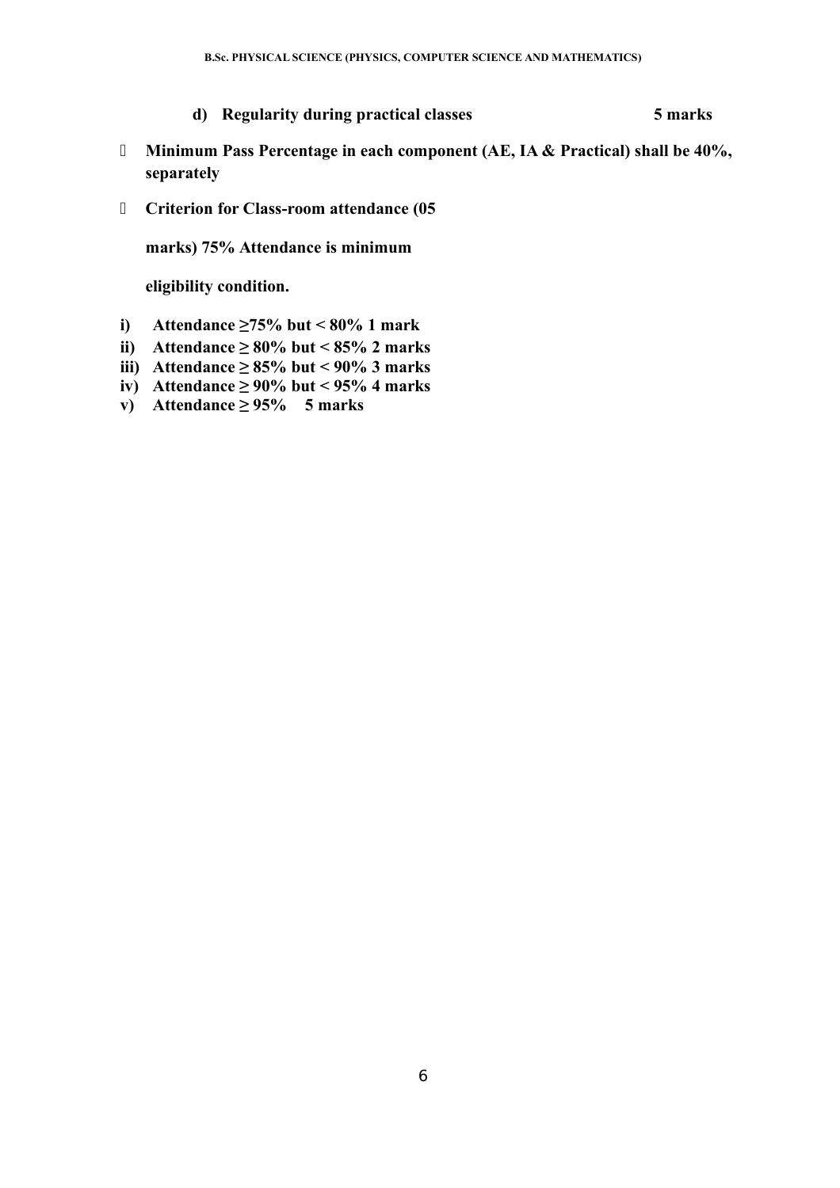**d) Regularity during practical classes 5 marks**

- **Minimum Pass Percentage in each component (AE, IA & Practical) shall be 40%, separately**
- **Criterion for Class-room attendance (05 marks) 75% Attendance is minimum eligibility condition.**

i) **Attendance ≥75% but < 80% 1 mark**
ii) **Attendance ≥ 80% but < 85% 2 marks**
iii) **Attendance ≥ 85% but < 90% 3 marks**
iv) **Attendance ≥ 90% but < 95% 4 marks**
v) **Attendance ≥ 95% 5 marks**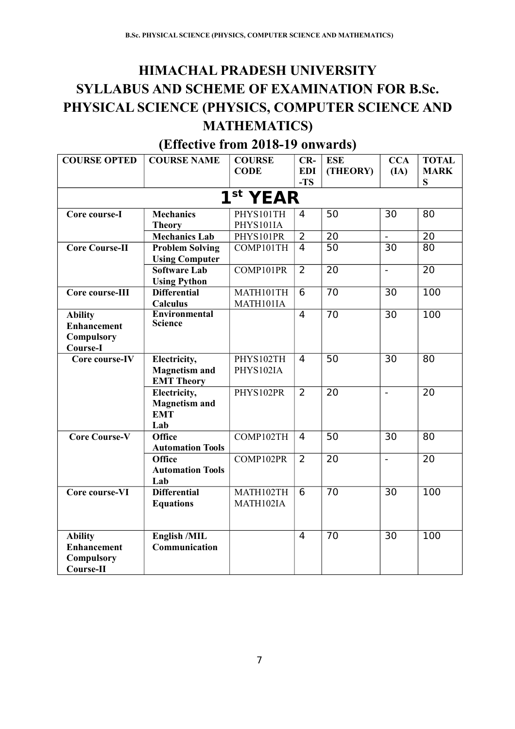# HIMACHAL PRADESH UNIVERSITY
# SYLLABUS AND SCHEME OF EXAMINATION FOR B.Sc. PHYSICAL SCIENCE (PHYSICS, COMPUTER SCIENCE AND MATHEMATICS)

## (Effective from 2018-19 onwards)

| COURSE OPTED | COURSE NAME | COURSE CODE | CR-EDI-TS | ESE (THEORY) | CCA (IA) | TOTAL MARKS |
|---|---|---|---|---|---|---|
| **1st YEAR** | | | | | | |
| **Core course-I** | **Mechanics Theory** | PHYS101TH PHYS101IA | 4 | 50 | 30 | 80 |
| | **Mechanics Lab** | PHYS101PR | 2 | 20 | - | 20 |
| **Core Course-II** | **Problem Solving Using Computer** | COMP101TH | 4 | 50 | 30 | 80 |
| | **Software Lab Using Python** | COMP101PR | 2 | 20 | - | 20 |
| **Core course-III** | **Differential Calculus** | MATH101TH MATH101IA | 6 | 70 | 30 | 100 |
| **Ability Enhancement Compulsory Course-I** | **Environmental Science** | | 4 | 70 | 30 | 100 |
| **Core course-IV** | **Electricity, Magnetism and EMT Theory** | PHYS102TH PHYS102IA | 4 | 50 | 30 | 80 |
| | **Electricity, Magnetism and EMT Lab** | PHYS102PR | 2 | 20 | - | 20 |
| **Core Course-V** | **Office Automation Tools** | COMP102TH | 4 | 50 | 30 | 80 |
| | **Office Automation Tools Lab** | COMP102PR | 2 | 20 | - | 20 |
| **Core course-VI** | **Differential Equations** | MATH102TH MATH102IA | 6 | 70 | 30 | 100 |
| **Ability Enhancement Compulsory Course-II** | **English /MIL Communication** | | 4 | 70 | 30 | 100 |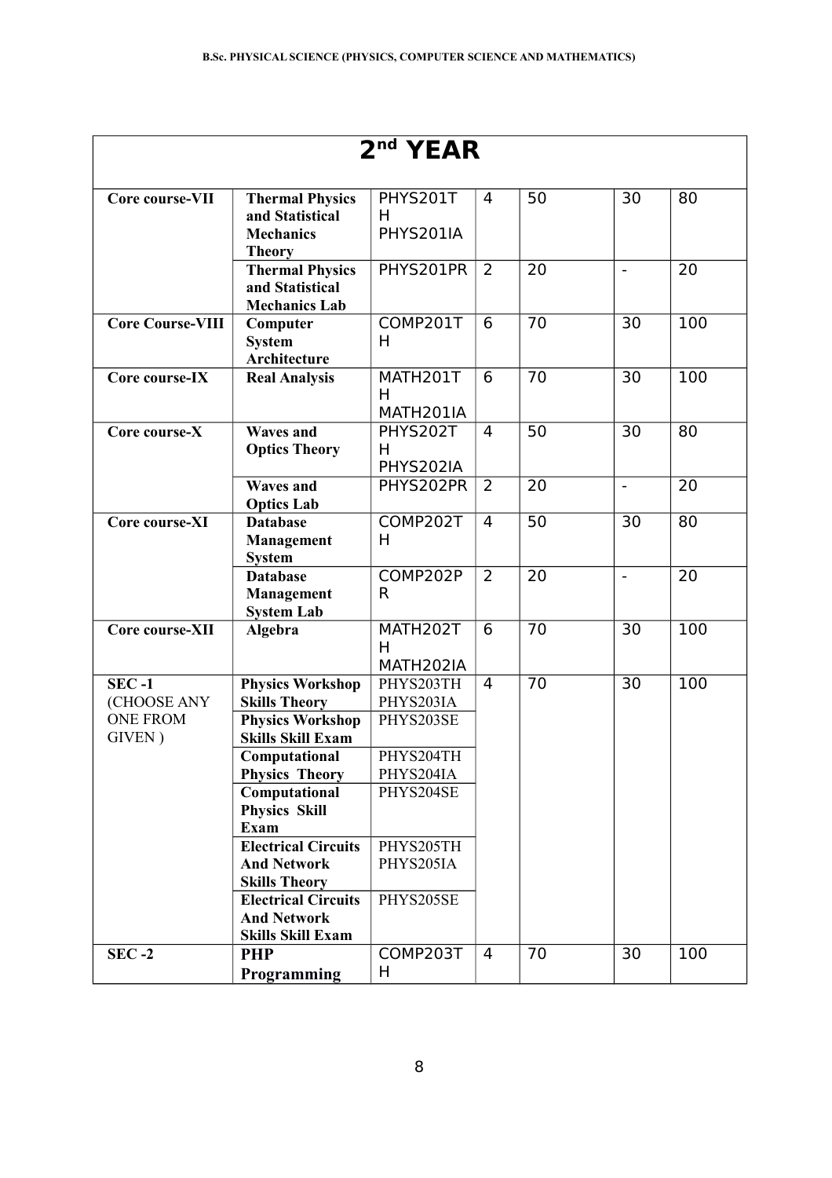## 2nd YEAR

| | | | | | | |
|---|---|---|---|---|---|---|
| **Core course-VII** | **Thermal Physics and Statistical Mechanics Theory** | PHYS201TH PHYS201IA | 4 | 50 | 30 | 80 |
| | **Thermal Physics and Statistical Mechanics Lab** | PHYS201PR | 2 | 20 | - | 20 |
| **Core Course-VIII** | **Computer System Architecture** | COMP201TH | 6 | 70 | 30 | 100 |
| **Core course-IX** | **Real Analysis** | MATH201TH MATH201IA | 6 | 70 | 30 | 100 |
| **Core course-X** | **Waves and Optics Theory** | PHYS202TH PHYS202IA | 4 | 50 | 30 | 80 |
| | **Waves and Optics Lab** | PHYS202PR | 2 | 20 | - | 20 |
| **Core course-XI** | **Database Management System** | COMP202TH | 4 | 50 | 30 | 80 |
| | **Database Management System Lab** | COMP202PR | 2 | 20 | - | 20 |
| **Core course-XII** | **Algebra** | MATH202TH MATH202IA | 6 | 70 | 30 | 100 |
| **SEC -1** (CHOOSE ANY ONE FROM GIVEN ) | **Physics Workshop Skills Theory** | PHYS203TH PHYS203IA | 4 | 70 | 30 | 100 |
| | **Physics Workshop Skills Skill Exam** | PHYS203SE | | | | |
| | **Computational Physics Theory** | PHYS204TH PHYS204IA | | | | |
| | **Computational Physics Skill Exam** | PHYS204SE | | | | |
| | **Electrical Circuits And Network Skills Theory** | PHYS205TH PHYS205IA | | | | |
| | **Electrical Circuits And Network Skills Skill Exam** | PHYS205SE | | | | |
| **SEC -2** | **PHP Programming** | COMP203TH | 4 | 70 | 30 | 100 |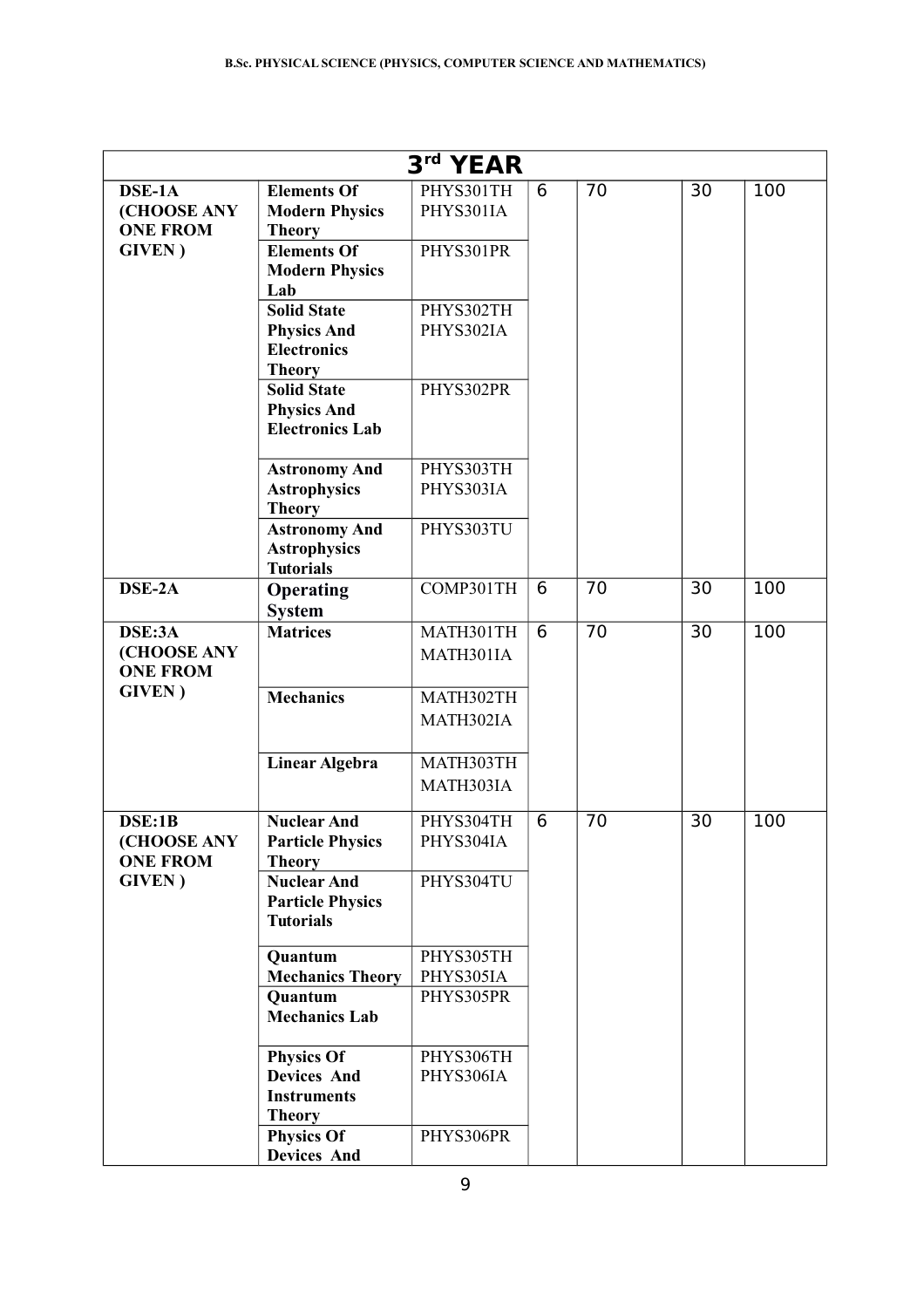| 3rd YEAR | | | | | | |
|---|---|---|---|---|---|---|
| **DSE-1A (CHOOSE ANY ONE FROM GIVEN )** | **Elements Of Modern Physics Theory** | PHYS301TH PHYS301IA | 6 | 70 | 30 | 100 |
| | **Elements Of Modern Physics Lab** | PHYS301PR | | | | |
| | **Solid State Physics And Electronics Theory** | PHYS302TH PHYS302IA | | | | |
| | **Solid State Physics And Electronics Lab** | PHYS302PR | | | | |
| | **Astronomy And Astrophysics Theory** | PHYS303TH PHYS303IA | | | | |
| | **Astronomy And Astrophysics Tutorials** | PHYS303TU | | | | |
| **DSE-2A** | **Operating System** | COMP301TH | 6 | 70 | 30 | 100 |
| **DSE:3A (CHOOSE ANY ONE FROM GIVEN )** | **Matrices** | MATH301TH MATH301IA | 6 | 70 | 30 | 100 |
| | **Mechanics** | MATH302TH MATH302IA | | | | |
| | **Linear Algebra** | MATH303TH MATH303IA | | | | |
| **DSE:1B (CHOOSE ANY ONE FROM GIVEN )** | **Nuclear And Particle Physics Theory** | PHYS304TH PHYS304IA | 6 | 70 | 30 | 100 |
| | **Nuclear And Particle Physics Tutorials** | PHYS304TU | | | | |
| | **Quantum Mechanics Theory** | PHYS305TH PHYS305IA | | | | |
| | **Quantum Mechanics Lab** | PHYS305PR | | | | |
| | **Physics Of Devices And Instruments Theory** | PHYS306TH PHYS306IA | | | | |
| | **Physics Of Devices And** | PHYS306PR | | | | |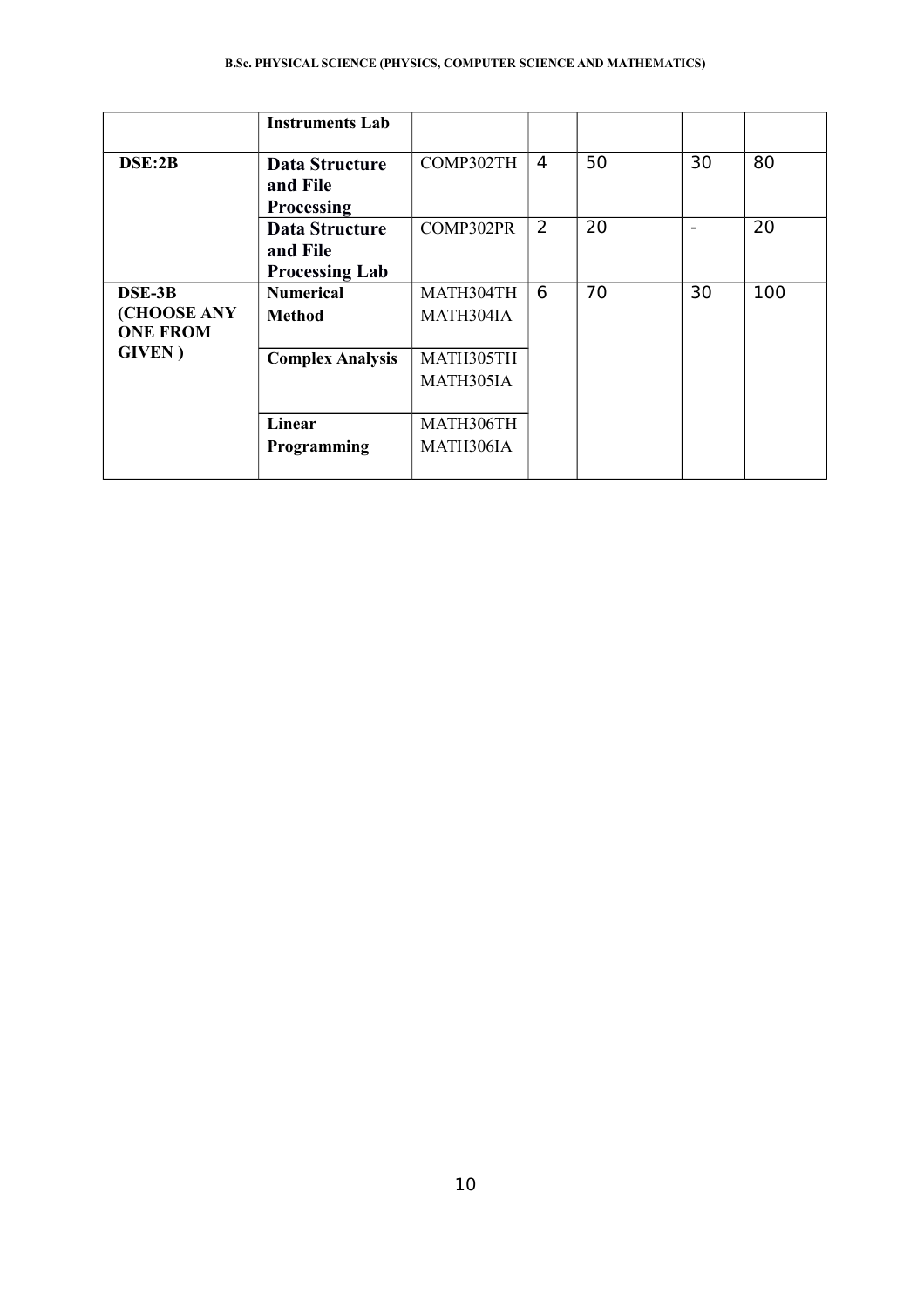| | | | | | | |
|---|---|---|---|---|---|---|
| | **Instruments Lab** | | | | | |
| **DSE:2B** | **Data Structure and File Processing** | COMP302TH | 4 | 50 | 30 | 80 |
| | **Data Structure and File Processing Lab** | COMP302PR | 2 | 20 | - | 20 |
| **DSE-3B (CHOOSE ANY ONE FROM GIVEN )** | **Numerical Method** | MATH304TH MATH304IA | 6 | 70 | 30 | 100 |
| | **Complex Analysis** | MATH305TH MATH305IA | | | | |
| | **Linear Programming** | MATH306TH MATH306IA | | | | |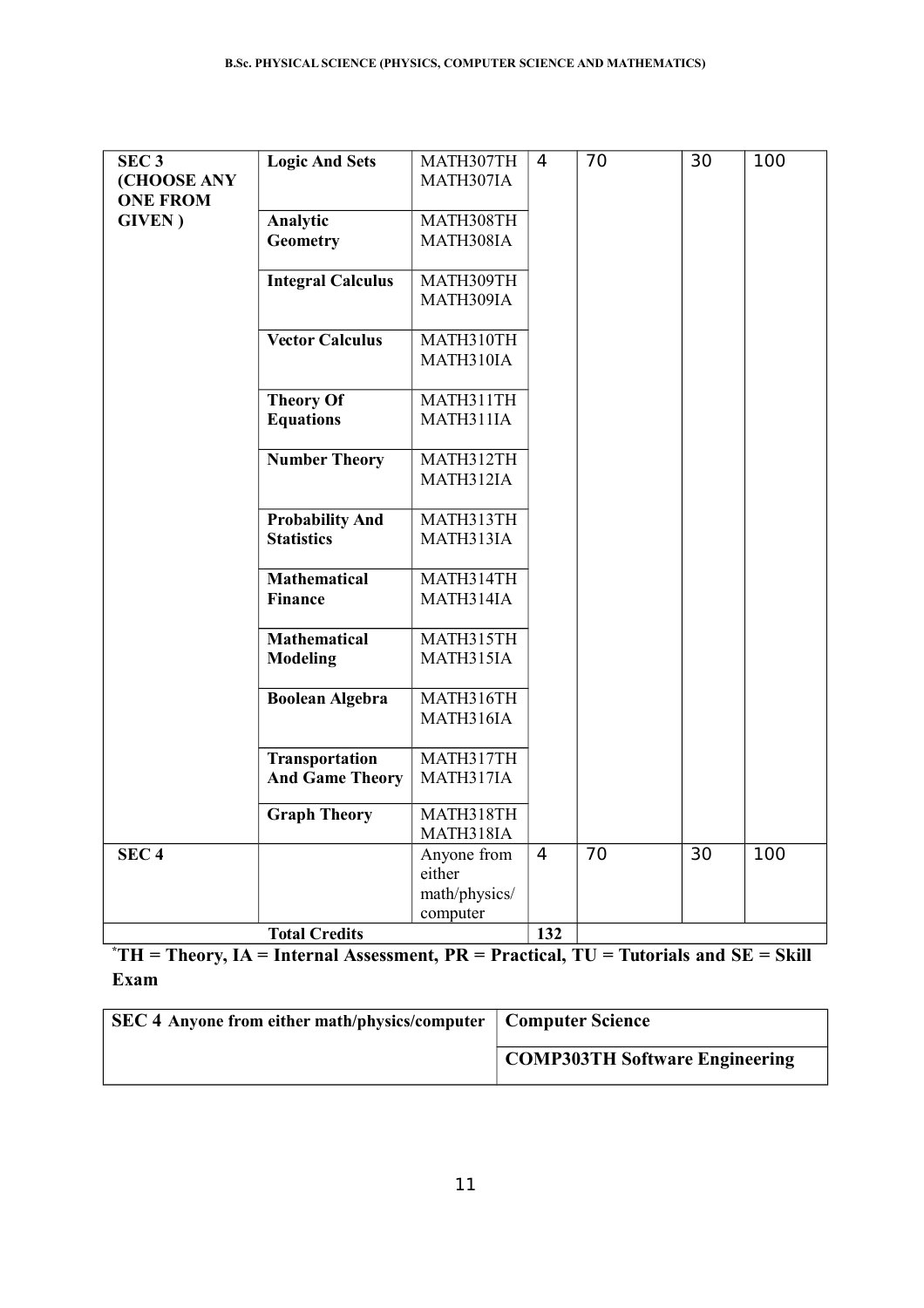| SEC 3 (CHOOSE ANY ONE FROM GIVEN ) | Logic And Sets | MATH307TH MATH307IA | 4 | 70 | 30 | 100 |
|---|---|---|---|---|---|---|
| | Analytic Geometry | MATH308TH MATH308IA | | | | |
| | Integral Calculus | MATH309TH MATH309IA | | | | |
| | Vector Calculus | MATH310TH MATH310IA | | | | |
| | Theory Of Equations | MATH311TH MATH311IA | | | | |
| | Number Theory | MATH312TH MATH312IA | | | | |
| | Probability And Statistics | MATH313TH MATH313IA | | | | |
| | Mathematical Finance | MATH314TH MATH314IA | | | | |
| | Mathematical Modeling | MATH315TH MATH315IA | | | | |
| | Boolean Algebra | MATH316TH MATH316IA | | | | |
| | Transportation And Game Theory | MATH317TH MATH317IA | | | | |
| | Graph Theory | MATH318TH MATH318IA | | | | |
| SEC 4 | | Anyone from either math/physics/ computer | 4 | 70 | 30 | 100 |
| | Total Credits | | 132 | | | |

**\*TH = Theory, IA = Internal Assessment, PR = Practical, TU = Tutorials and SE = Skill Exam**

| SEC 4 Anyone from either math/physics/computer | Computer Science |
|---|---|
| | COMP303TH Software Engineering |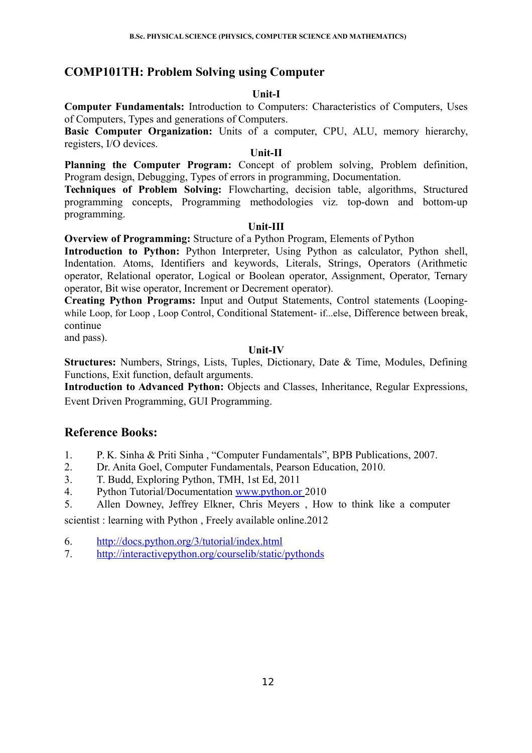## COMP101TH: Problem Solving using Computer

**Unit-I**

**Computer Fundamentals:** Introduction to Computers: Characteristics of Computers, Uses of Computers, Types and generations of Computers.

**Basic Computer Organization:** Units of a computer, CPU, ALU, memory hierarchy, registers, I/O devices.

**Unit-II**

**Planning the Computer Program:** Concept of problem solving, Problem definition, Program design, Debugging, Types of errors in programming, Documentation.

**Techniques of Problem Solving:** Flowcharting, decision table, algorithms, Structured programming concepts, Programming methodologies viz. top-down and bottom-up programming.

**Unit-III**

**Overview of Programming:** Structure of a Python Program, Elements of Python

**Introduction to Python:** Python Interpreter, Using Python as calculator, Python shell, Indentation. Atoms, Identifiers and keywords, Literals, Strings, Operators (Arithmetic operator, Relational operator, Logical or Boolean operator, Assignment, Operator, Ternary operator, Bit wise operator, Increment or Decrement operator).

**Creating Python Programs:** Input and Output Statements, Control statements (Looping-while Loop, for Loop , Loop Control, Conditional Statement- if...else, Difference between break, continue
and pass).

**Unit-IV**

**Structures:** Numbers, Strings, Lists, Tuples, Dictionary, Date & Time, Modules, Defining Functions, Exit function, default arguments.

**Introduction to Advanced Python:** Objects and Classes, Inheritance, Regular Expressions, Event Driven Programming, GUI Programming.

## Reference Books:

1. P. K. Sinha & Priti Sinha , "Computer Fundamentals", BPB Publications, 2007.
2. Dr. Anita Goel, Computer Fundamentals, Pearson Education, 2010.
3. T. Budd, Exploring Python, TMH, 1st Ed, 2011
4. Python Tutorial/Documentation www.python.or 2010
5. Allen Downey, Jeffrey Elkner, Chris Meyers , How to think like a computer scientist : learning with Python , Freely available online.2012
6. http://docs.python.org/3/tutorial/index.html
7. http://interactivepython.org/courselib/static/pythonds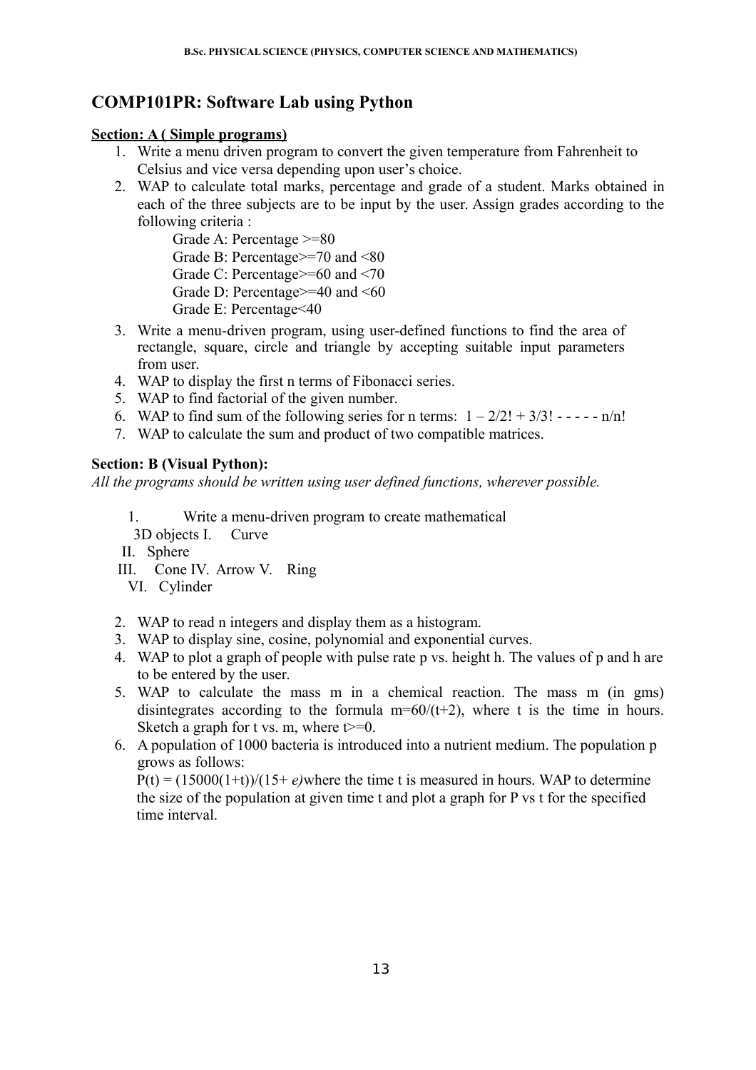## COMP101PR: Software Lab using Python

**Section: A ( Simple programs)**

1. Write a menu driven program to convert the given temperature from Fahrenheit to Celsius and vice versa depending upon user's choice.
2. WAP to calculate total marks, percentage and grade of a student. Marks obtained in each of the three subjects are to be input by the user. Assign grades according to the following criteria :
   - Grade A: Percentage >=80
   - Grade B: Percentage>=70 and <80
   - Grade C: Percentage>=60 and <70
   - Grade D: Percentage>=40 and <60
   - Grade E: Percentage<40
3. Write a menu-driven program, using user-defined functions to find the area of rectangle, square, circle and triangle by accepting suitable input parameters from user.
4. WAP to display the first n terms of Fibonacci series.
5. WAP to find factorial of the given number.
6. WAP to find sum of the following series for n terms: $1 - 2/2! + 3/3! - - - - - n/n!$
7. WAP to calculate the sum and product of two compatible matrices.

**Section: B (Visual Python):**

*All the programs should be written using user defined functions, wherever possible.*

1. Write a menu-driven program to create mathematical 3D objects
   - I. Curve
   - II. Sphere
   - III. Cone
   - IV. Arrow
   - V. Ring
   - VI. Cylinder
2. WAP to read n integers and display them as a histogram.
3. WAP to display sine, cosine, polynomial and exponential curves.
4. WAP to plot a graph of people with pulse rate p vs. height h. The values of p and h are to be entered by the user.
5. WAP to calculate the mass m in a chemical reaction. The mass m (in gms) disintegrates according to the formula $m=60/(t+2)$, where t is the time in hours. Sketch a graph for t vs. m, where $t>=0$.
6. A population of 1000 bacteria is introduced into a nutrient medium. The population p grows as follows:
   $P(t) = (15000(1+t))/(15+ e)$where the time t is measured in hours. WAP to determine the size of the population at given time t and plot a graph for P vs t for the specified time interval.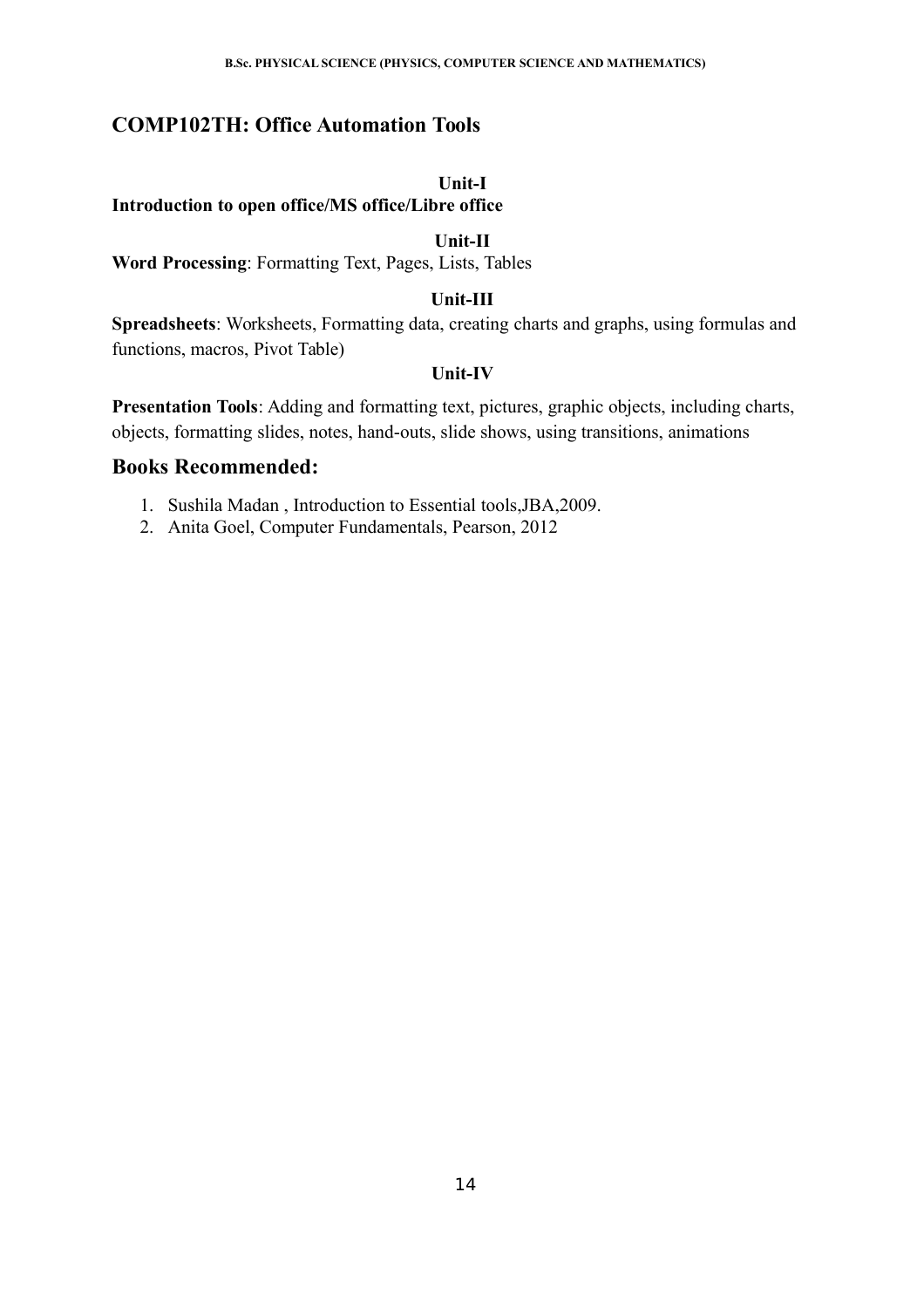## COMP102TH: Office Automation Tools

**Unit-I**

**Introduction to open office/MS office/Libre office**

**Unit-II**

**Word Processing**: Formatting Text, Pages, Lists, Tables

**Unit-III**

**Spreadsheets**: Worksheets, Formatting data, creating charts and graphs, using formulas and functions, macros, Pivot Table)

**Unit-IV**

**Presentation Tools**: Adding and formatting text, pictures, graphic objects, including charts, objects, formatting slides, notes, hand-outs, slide shows, using transitions, animations

## Books Recommended:

1. Sushila Madan , Introduction to Essential tools,JBA,2009.
2. Anita Goel, Computer Fundamentals, Pearson, 2012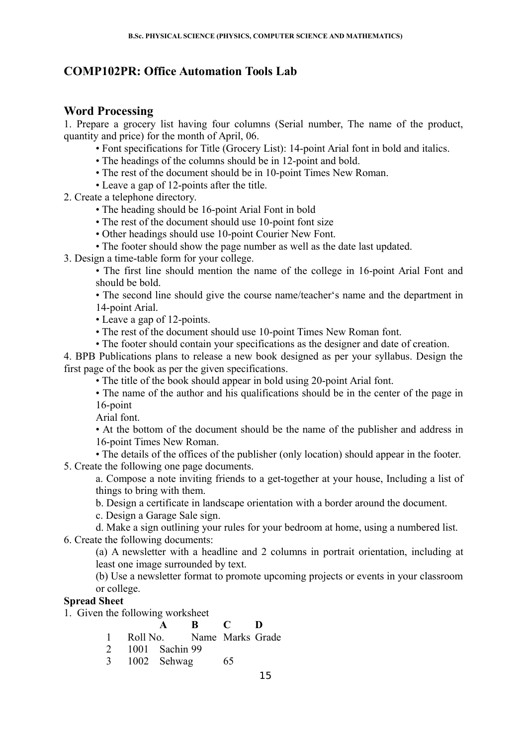## COMP102PR: Office Automation Tools Lab

### Word Processing

1. Prepare a grocery list having four columns (Serial number, The name of the product, quantity and price) for the month of April, 06.
   - Font specifications for Title (Grocery List): 14-point Arial font in bold and italics.
   - The headings of the columns should be in 12-point and bold.
   - The rest of the document should be in 10-point Times New Roman.
   - Leave a gap of 12-points after the title.
2. Create a telephone directory.
   - The heading should be 16-point Arial Font in bold
   - The rest of the document should use 10-point font size
   - Other headings should use 10-point Courier New Font.
   - The footer should show the page number as well as the date last updated.
3. Design a time-table form for your college.
   - The first line should mention the name of the college in 16-point Arial Font and should be bold.
   - The second line should give the course name/teacher‘s name and the department in 14-point Arial.
   - Leave a gap of 12-points.
   - The rest of the document should use 10-point Times New Roman font.
   - The footer should contain your specifications as the designer and date of creation.
4. BPB Publications plans to release a new book designed as per your syllabus. Design the first page of the book as per the given specifications.
   - The title of the book should appear in bold using 20-point Arial font.
   - The name of the author and his qualifications should be in the center of the page in 16-point Arial font.
   - At the bottom of the document should be the name of the publisher and address in 16-point Times New Roman.
   - The details of the offices of the publisher (only location) should appear in the footer.
5. Create the following one page documents.
   a. Compose a note inviting friends to a get-together at your house, Including a list of things to bring with them.
   b. Design a certificate in landscape orientation with a border around the document.
   c. Design a Garage Sale sign.
   d. Make a sign outlining your rules for your bedroom at home, using a numbered list.
6. Create the following documents:
   (a) A newsletter with a headline and 2 columns in portrait orientation, including at least one image surrounded by text.
   (b) Use a newsletter format to promote upcoming projects or events in your classroom or college.

**Spread Sheet**

1. Given the following worksheet

| | A | B | C | D |
|---|---|---|---|---|
| 1 | Roll No. | Name | Marks | Grade |
| 2 | 1001 | Sachin | 99 | |
| 3 | 1002 | Sehwag | 65 | |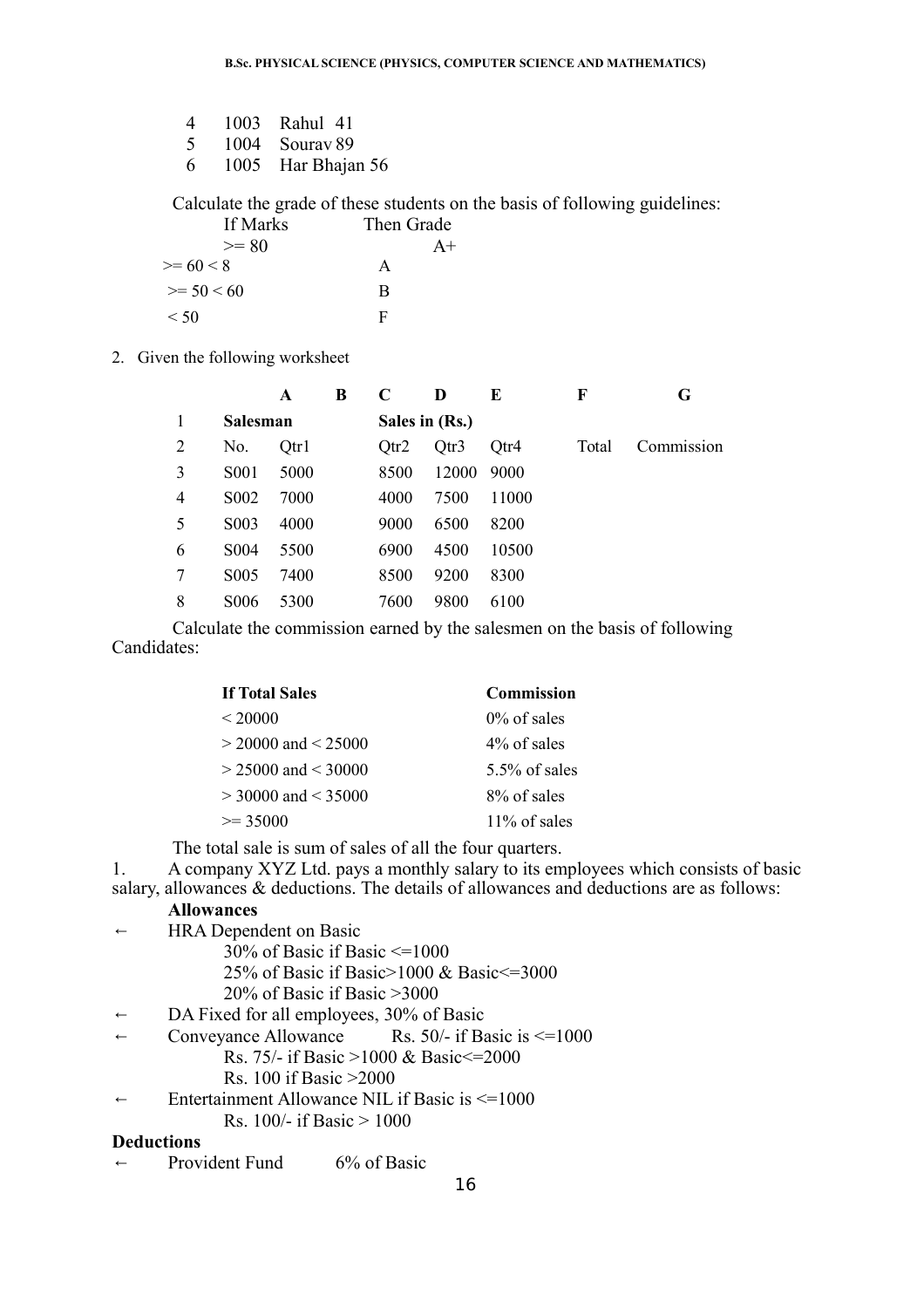4 1003 Rahul 41
5 1004 Sourav 89
6 1005 Har Bhajan 56

Calculate the grade of these students on the basis of following guidelines:

| If Marks | Then Grade |
|---|---|
| >= 80 | A+ |
| >= 60 < 8 | A |
| >= 50 < 60 | B |
| < 50 | F |

2. Given the following worksheet

| | A | B | C | D | E | F | G |
|---|---|---|---|---|---|---|---|
| 1 | **Salesman** | | | **Sales in (Rs.)** | | | |
| 2 | No. | Qtr1 | | Qtr2 | Qtr3 | Qtr4 | Total | Commission |
| 3 | S001 | 5000 | | 8500 | 12000 | 9000 | | |
| 4 | S002 | 7000 | | 4000 | 7500 | 11000 | | |
| 5 | S003 | 4000 | | 9000 | 6500 | 8200 | | |
| 6 | S004 | 5500 | | 6900 | 4500 | 10500 | | |
| 7 | S005 | 7400 | | 8500 | 9200 | 8300 | | |
| 8 | S006 | 5300 | | 7600 | 9800 | 6100 | | |

Calculate the commission earned by the salesmen on the basis of following Candidates:

| **If Total Sales** | **Commission** |
|---|---|
| < 20000 | 0% of sales |
| > 20000 and < 25000 | 4% of sales |
| > 25000 and < 30000 | 5.5% of sales |
| > 30000 and < 35000 | 8% of sales |
| >= 35000 | 11% of sales |

The total sale is sum of sales of all the four quarters.

1. A company XYZ Ltd. pays a monthly salary to its employees which consists of basic salary, allowances & deductions. The details of allowances and deductions are as follows:

**Allowances**

← HRA Dependent on Basic
  30% of Basic if Basic <=1000
  25% of Basic if Basic>1000 & Basic<=3000
  20% of Basic if Basic >3000

← DA Fixed for all employees, 30% of Basic

← Conveyance Allowance Rs. 50/- if Basic is <=1000
  Rs. 75/- if Basic >1000 & Basic<=2000
  Rs. 100 if Basic >2000

← Entertainment Allowance NIL if Basic is <=1000
  Rs. 100/- if Basic > 1000

**Deductions**

← Provident Fund 6% of Basic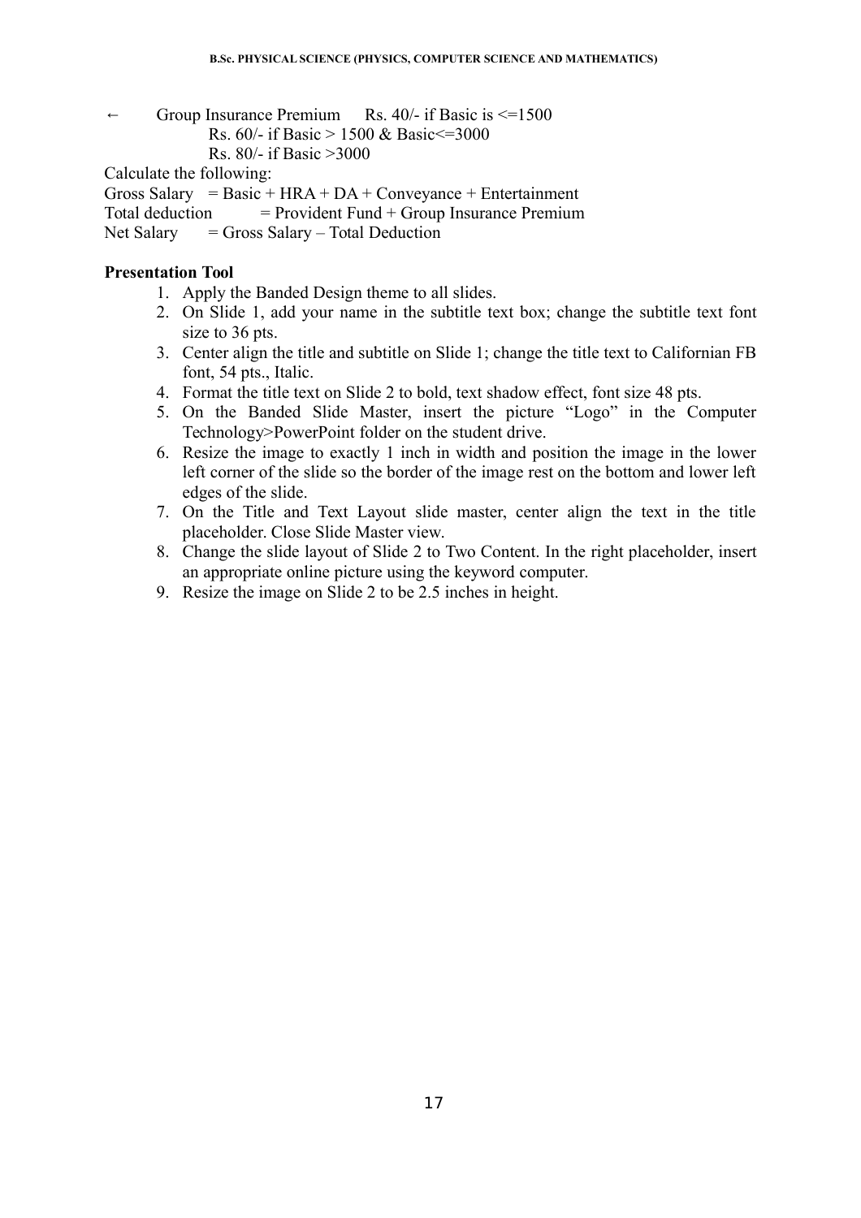← Group Insurance Premium Rs. 40/- if Basic is <=1500
Rs. 60/- if Basic > 1500 & Basic<=3000
Rs. 80/- if Basic >3000

Calculate the following:

Gross Salary = Basic + HRA + DA + Conveyance + Entertainment
Total deduction = Provident Fund + Group Insurance Premium
Net Salary = Gross Salary – Total Deduction

**Presentation Tool**

1. Apply the Banded Design theme to all slides.
2. On Slide 1, add your name in the subtitle text box; change the subtitle text font size to 36 pts.
3. Center align the title and subtitle on Slide 1; change the title text to Californian FB font, 54 pts., Italic.
4. Format the title text on Slide 2 to bold, text shadow effect, font size 48 pts.
5. On the Banded Slide Master, insert the picture "Logo" in the Computer Technology>PowerPoint folder on the student drive.
6. Resize the image to exactly 1 inch in width and position the image in the lower left corner of the slide so the border of the image rest on the bottom and lower left edges of the slide.
7. On the Title and Text Layout slide master, center align the text in the title placeholder. Close Slide Master view.
8. Change the slide layout of Slide 2 to Two Content. In the right placeholder, insert an appropriate online picture using the keyword computer.
9. Resize the image on Slide 2 to be 2.5 inches in height.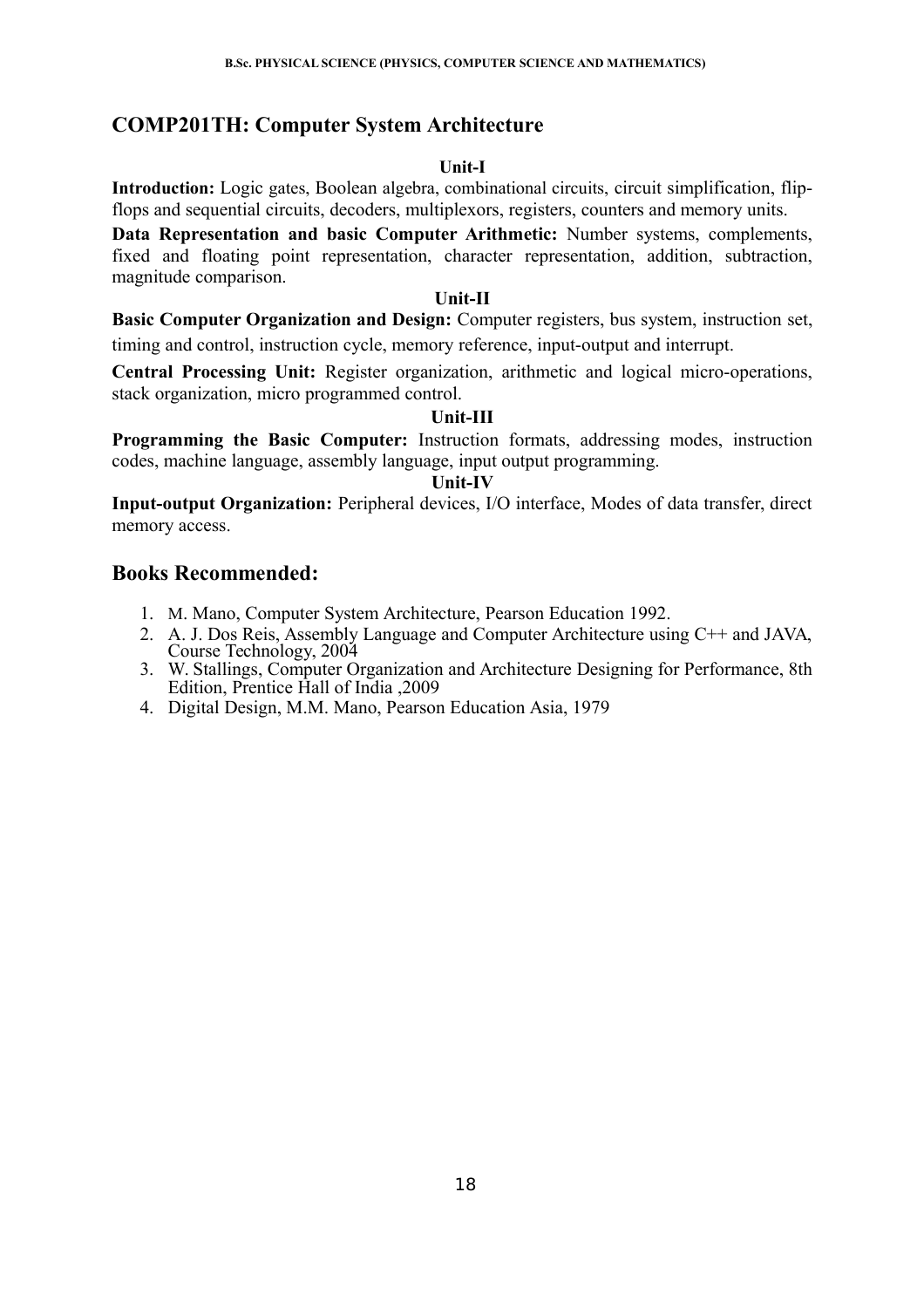## COMP201TH: Computer System Architecture

**Unit-I**

**Introduction:** Logic gates, Boolean algebra, combinational circuits, circuit simplification, flip-flops and sequential circuits, decoders, multiplexors, registers, counters and memory units.

**Data Representation and basic Computer Arithmetic:** Number systems, complements, fixed and floating point representation, character representation, addition, subtraction, magnitude comparison.

**Unit-II**

**Basic Computer Organization and Design:** Computer registers, bus system, instruction set, timing and control, instruction cycle, memory reference, input-output and interrupt.

**Central Processing Unit:** Register organization, arithmetic and logical micro-operations, stack organization, micro programmed control.

**Unit-III**

**Programming the Basic Computer:** Instruction formats, addressing modes, instruction codes, machine language, assembly language, input output programming.

**Unit-IV**

**Input-output Organization:** Peripheral devices, I/O interface, Modes of data transfer, direct memory access.

## Books Recommended:

1. M. Mano, Computer System Architecture, Pearson Education 1992.
2. A. J. Dos Reis, Assembly Language and Computer Architecture using C++ and JAVA, Course Technology, 2004
3. W. Stallings, Computer Organization and Architecture Designing for Performance, 8th Edition, Prentice Hall of India ,2009
4. Digital Design, M.M. Mano, Pearson Education Asia, 1979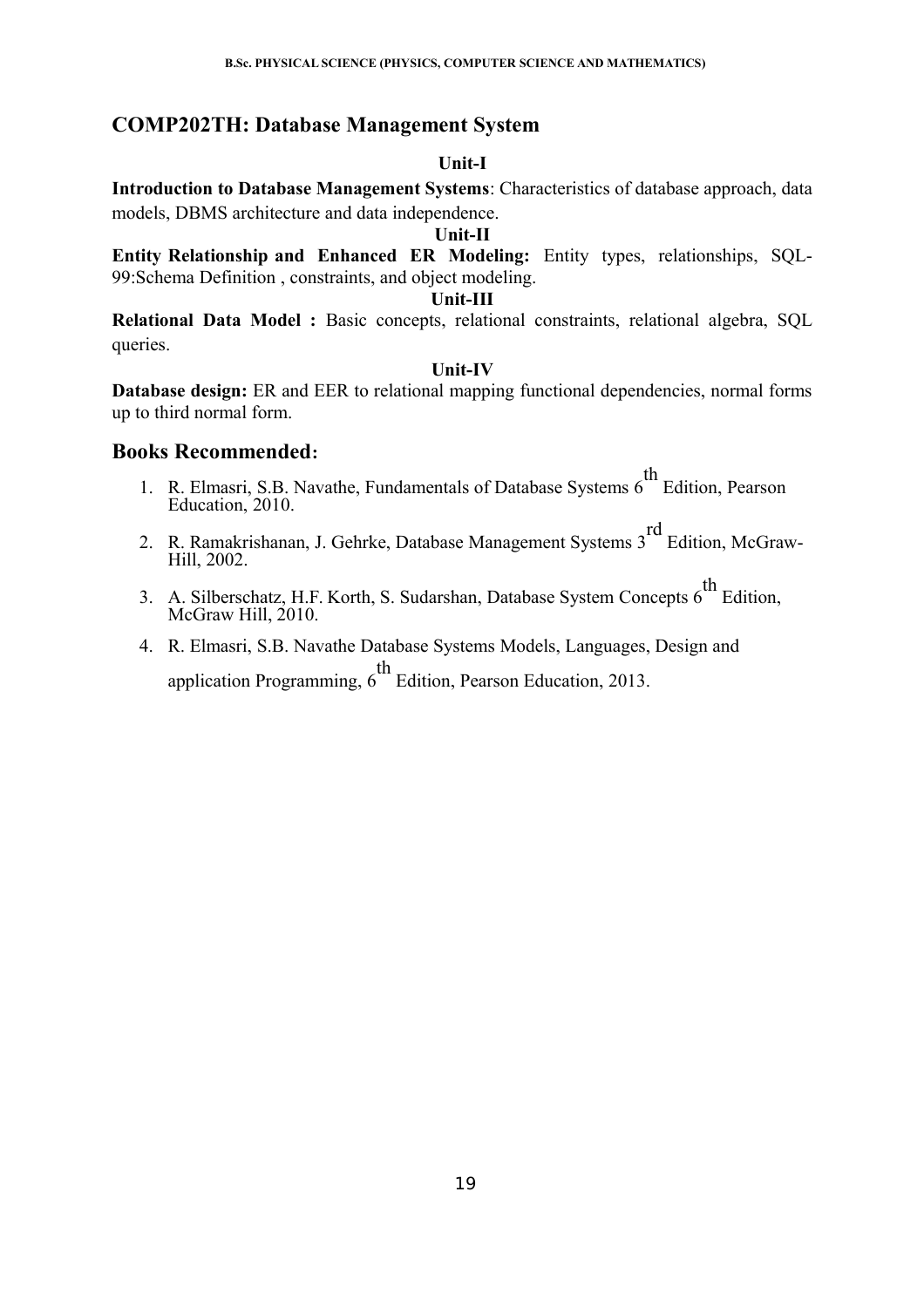## COMP202TH: Database Management System

**Unit-I**

**Introduction to Database Management Systems**: Characteristics of database approach, data models, DBMS architecture and data independence.

**Unit-II**

**Entity Relationship and Enhanced ER Modeling:** Entity types, relationships, SQL-99:Schema Definition , constraints, and object modeling.

**Unit-III**

**Relational Data Model :** Basic concepts, relational constraints, relational algebra, SQL queries.

**Unit-IV**

**Database design:** ER and EER to relational mapping functional dependencies, normal forms up to third normal form.

## Books Recommended:

1. R. Elmasri, S.B. Navathe, Fundamentals of Database Systems 6th Edition, Pearson Education, 2010.
2. R. Ramakrishanan, J. Gehrke, Database Management Systems 3rd Edition, McGraw-Hill, 2002.
3. A. Silberschatz, H.F. Korth, S. Sudarshan, Database System Concepts 6th Edition, McGraw Hill, 2010.
4. R. Elmasri, S.B. Navathe Database Systems Models, Languages, Design and application Programming, 6th Edition, Pearson Education, 2013.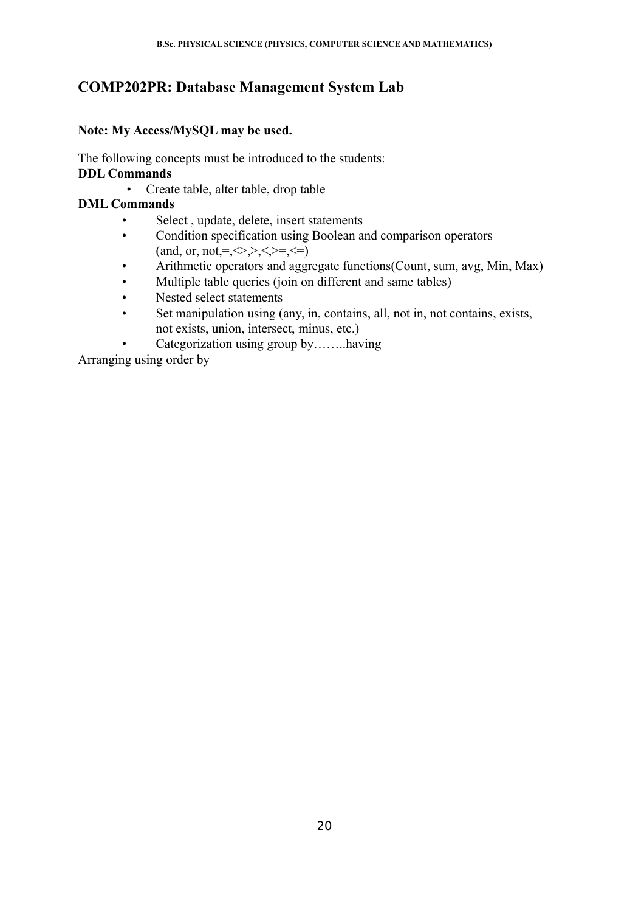## COMP202PR: Database Management System Lab

**Note: My Access/MySQL may be used.**

The following concepts must be introduced to the students:

**DDL Commands**

- Create table, alter table, drop table

**DML Commands**

- Select , update, delete, insert statements
- Condition specification using Boolean and comparison operators (and, or, not,=,<>,>,<,>=,<=)
- Arithmetic operators and aggregate functions(Count, sum, avg, Min, Max)
- Multiple table queries (join on different and same tables)
- Nested select statements
- Set manipulation using (any, in, contains, all, not in, not contains, exists, not exists, union, intersect, minus, etc.)
- Categorization using group by……..having

Arranging using order by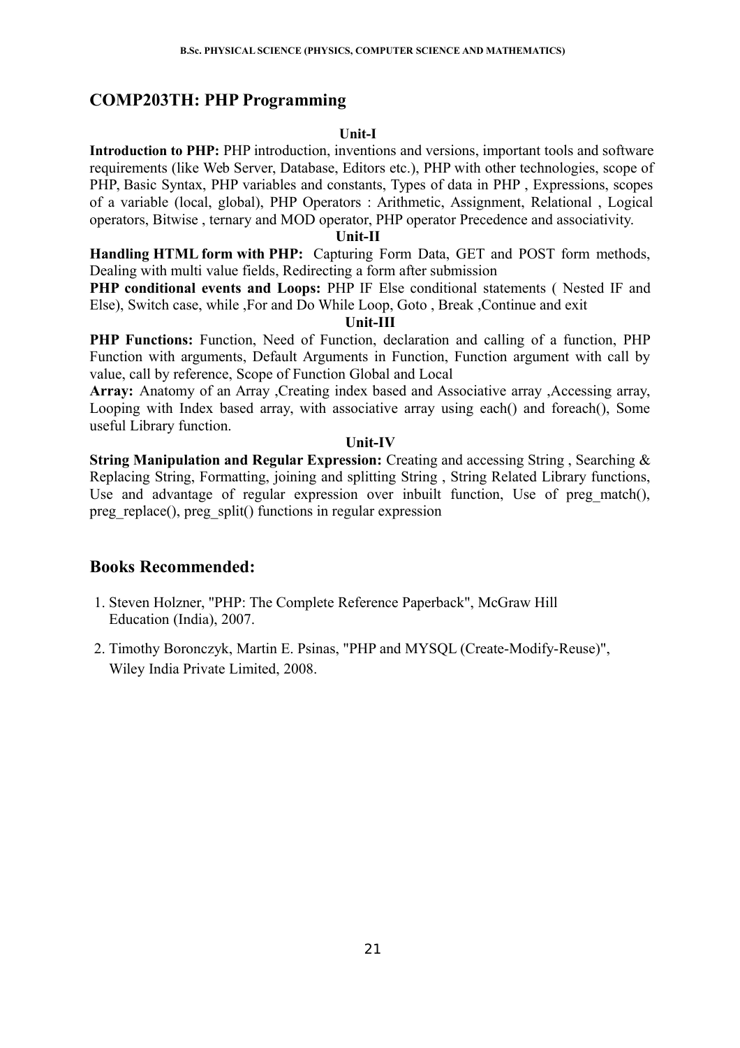## COMP203TH: PHP Programming

**Unit-I**

**Introduction to PHP:** PHP introduction, inventions and versions, important tools and software requirements (like Web Server, Database, Editors etc.), PHP with other technologies, scope of PHP, Basic Syntax, PHP variables and constants, Types of data in PHP , Expressions, scopes of a variable (local, global), PHP Operators : Arithmetic, Assignment, Relational , Logical operators, Bitwise , ternary and MOD operator, PHP operator Precedence and associativity.

**Unit-II**

**Handling HTML form with PHP:** Capturing Form Data, GET and POST form methods, Dealing with multi value fields, Redirecting a form after submission

**PHP conditional events and Loops:** PHP IF Else conditional statements ( Nested IF and Else), Switch case, while ,For and Do While Loop, Goto , Break ,Continue and exit

**Unit-III**

**PHP Functions:** Function, Need of Function, declaration and calling of a function, PHP Function with arguments, Default Arguments in Function, Function argument with call by value, call by reference, Scope of Function Global and Local

**Array:** Anatomy of an Array ,Creating index based and Associative array ,Accessing array, Looping with Index based array, with associative array using each() and foreach(), Some useful Library function.

**Unit-IV**

**String Manipulation and Regular Expression:** Creating and accessing String , Searching & Replacing String, Formatting, joining and splitting String , String Related Library functions, Use and advantage of regular expression over inbuilt function, Use of preg_match(), preg_replace(), preg_split() functions in regular expression

## Books Recommended:

1. Steven Holzner, "PHP: The Complete Reference Paperback", McGraw Hill Education (India), 2007.
2. Timothy Boronczyk, Martin E. Psinas, "PHP and MYSQL (Create-Modify-Reuse)", Wiley India Private Limited, 2008.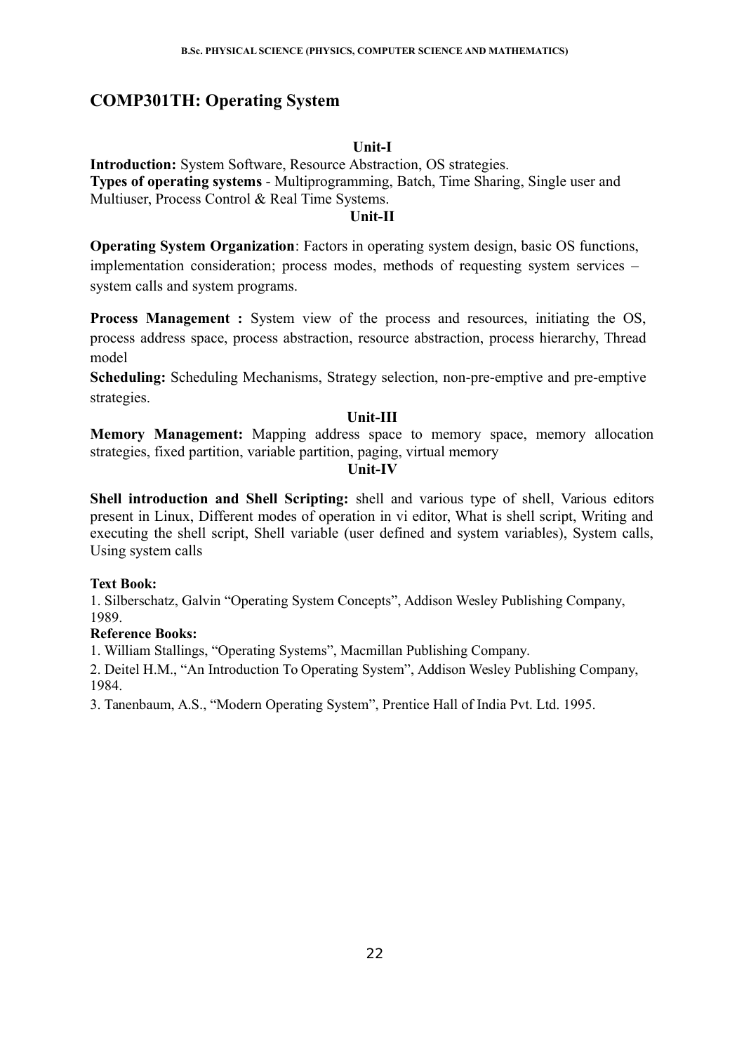## COMP301TH: Operating System

**Unit-I**

**Introduction:** System Software, Resource Abstraction, OS strategies.
**Types of operating systems** - Multiprogramming, Batch, Time Sharing, Single user and Multiuser, Process Control & Real Time Systems.

**Unit-II**

**Operating System Organization**: Factors in operating system design, basic OS functions, implementation consideration; process modes, methods of requesting system services – system calls and system programs.

**Process Management :** System view of the process and resources, initiating the OS, process address space, process abstraction, resource abstraction, process hierarchy, Thread model

**Scheduling:** Scheduling Mechanisms, Strategy selection, non-pre-emptive and pre-emptive strategies.

**Unit-III**

**Memory Management:** Mapping address space to memory space, memory allocation strategies, fixed partition, variable partition, paging, virtual memory

**Unit-IV**

**Shell introduction and Shell Scripting:** shell and various type of shell, Various editors present in Linux, Different modes of operation in vi editor, What is shell script, Writing and executing the shell script, Shell variable (user defined and system variables), System calls, Using system calls

**Text Book:**

1. Silberschatz, Galvin "Operating System Concepts", Addison Wesley Publishing Company, 1989.

**Reference Books:**

1. William Stallings, "Operating Systems", Macmillan Publishing Company.
2. Deitel H.M., "An Introduction To Operating System", Addison Wesley Publishing Company, 1984.
3. Tanenbaum, A.S., "Modern Operating System", Prentice Hall of India Pvt. Ltd. 1995.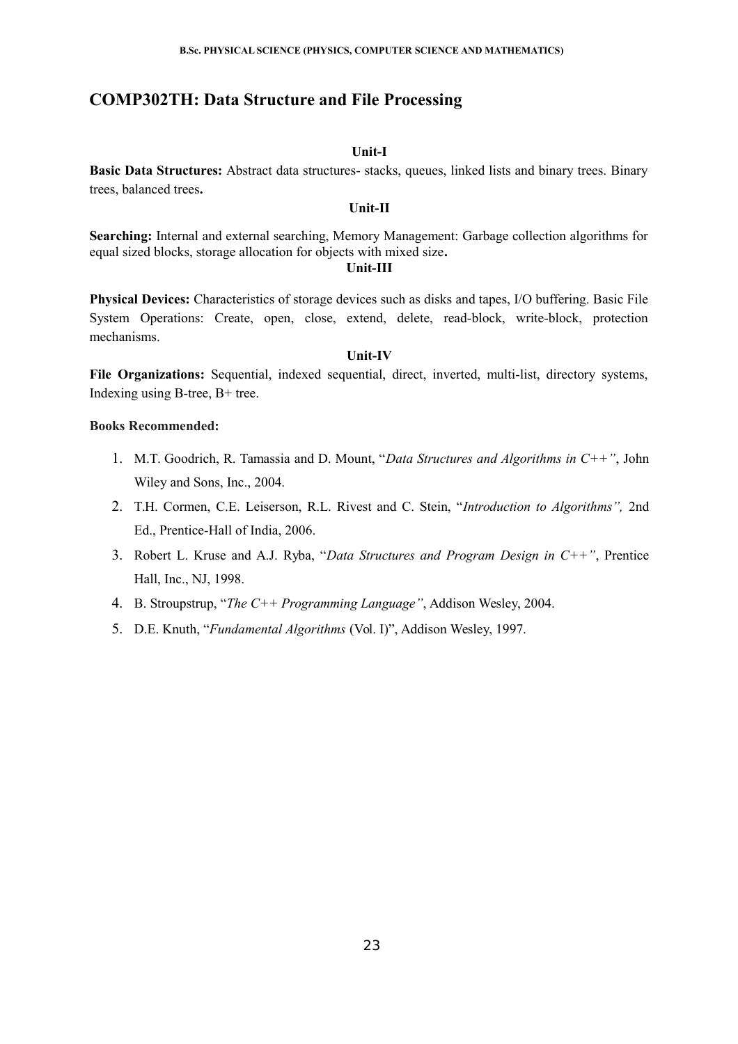## COMP302TH: Data Structure and File Processing

**Unit-I**

**Basic Data Structures:** Abstract data structures- stacks, queues, linked lists and binary trees. Binary trees, balanced trees**.**

**Unit-II**

**Searching:** Internal and external searching, Memory Management: Garbage collection algorithms for equal sized blocks, storage allocation for objects with mixed size**.**

**Unit-III**

**Physical Devices:** Characteristics of storage devices such as disks and tapes, I/O buffering. Basic File System Operations: Create, open, close, extend, delete, read-block, write-block, protection mechanisms.

**Unit-IV**

**File Organizations:** Sequential, indexed sequential, direct, inverted, multi-list, directory systems, Indexing using B-tree, B+ tree.

**Books Recommended:**

1. M.T. Goodrich, R. Tamassia and D. Mount, "*Data Structures and Algorithms in C++"*, John Wiley and Sons, Inc., 2004.
2. T.H. Cormen, C.E. Leiserson, R.L. Rivest and C. Stein, "*Introduction to Algorithms",* 2nd Ed., Prentice-Hall of India, 2006.
3. Robert L. Kruse and A.J. Ryba, "*Data Structures and Program Design in C++"*, Prentice Hall, Inc., NJ, 1998.
4. B. Stroupstrup, "*The C++ Programming Language"*, Addison Wesley, 2004.
5. D.E. Knuth, "*Fundamental Algorithms* (Vol. I)", Addison Wesley, 1997.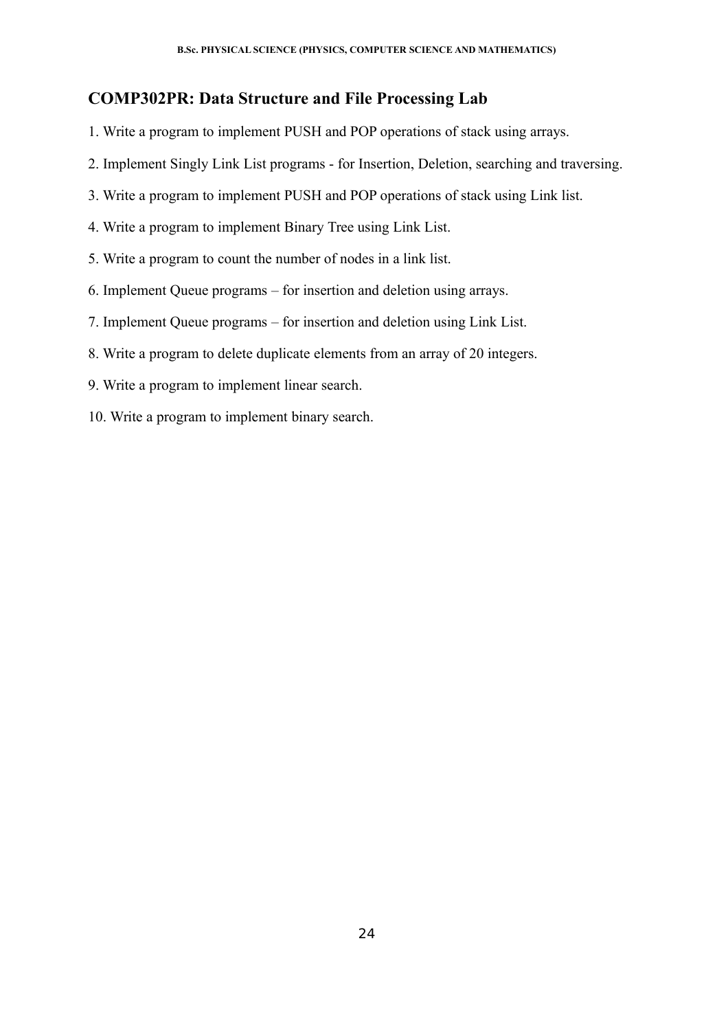## COMP302PR: Data Structure and File Processing Lab

1. Write a program to implement PUSH and POP operations of stack using arrays.
2. Implement Singly Link List programs - for Insertion, Deletion, searching and traversing.
3. Write a program to implement PUSH and POP operations of stack using Link list.
4. Write a program to implement Binary Tree using Link List.
5. Write a program to count the number of nodes in a link list.
6. Implement Queue programs – for insertion and deletion using arrays.
7. Implement Queue programs – for insertion and deletion using Link List.
8. Write a program to delete duplicate elements from an array of 20 integers.
9. Write a program to implement linear search.
10. Write a program to implement binary search.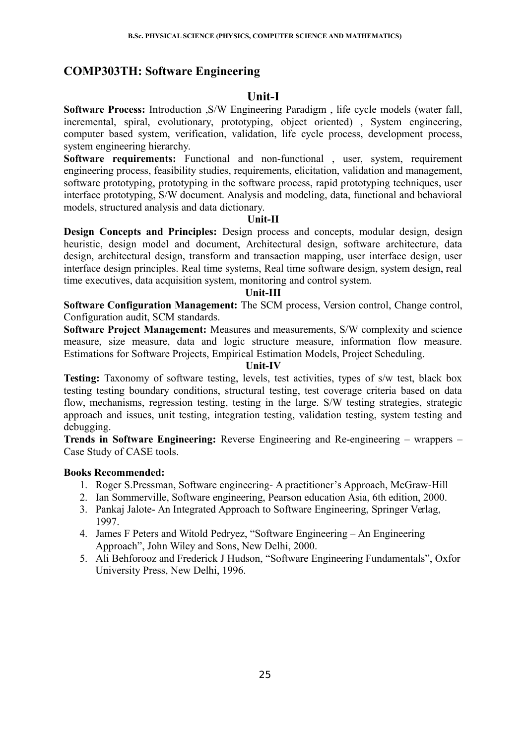## COMP303TH: Software Engineering

### Unit-I

**Software Process:** Introduction ,S/W Engineering Paradigm , life cycle models (water fall, incremental, spiral, evolutionary, prototyping, object oriented) , System engineering, computer based system, verification, validation, life cycle process, development process, system engineering hierarchy.

**Software requirements:** Functional and non-functional , user, system, requirement engineering process, feasibility studies, requirements, elicitation, validation and management, software prototyping, prototyping in the software process, rapid prototyping techniques, user interface prototyping, S/W document. Analysis and modeling, data, functional and behavioral models, structured analysis and data dictionary.

### Unit-II

**Design Concepts and Principles:** Design process and concepts, modular design, design heuristic, design model and document, Architectural design, software architecture, data design, architectural design, transform and transaction mapping, user interface design, user interface design principles. Real time systems, Real time software design, system design, real time executives, data acquisition system, monitoring and control system.

### Unit-III

**Software Configuration Management:** The SCM process, Version control, Change control, Configuration audit, SCM standards.

**Software Project Management:** Measures and measurements, S/W complexity and science measure, size measure, data and logic structure measure, information flow measure. Estimations for Software Projects, Empirical Estimation Models, Project Scheduling.

### Unit-IV

**Testing:** Taxonomy of software testing, levels, test activities, types of s/w test, black box testing testing boundary conditions, structural testing, test coverage criteria based on data flow, mechanisms, regression testing, testing in the large. S/W testing strategies, strategic approach and issues, unit testing, integration testing, validation testing, system testing and debugging.

**Trends in Software Engineering:** Reverse Engineering and Re-engineering – wrappers – Case Study of CASE tools.

**Books Recommended:**

1. Roger S.Pressman, Software engineering- A practitioner's Approach, McGraw-Hill
2. Ian Sommerville, Software engineering, Pearson education Asia, 6th edition, 2000.
3. Pankaj Jalote- An Integrated Approach to Software Engineering, Springer Verlag, 1997.
4. James F Peters and Witold Pedryez, "Software Engineering – An Engineering Approach", John Wiley and Sons, New Delhi, 2000.
5. Ali Behforooz and Frederick J Hudson, "Software Engineering Fundamentals", Oxfor University Press, New Delhi, 1996.